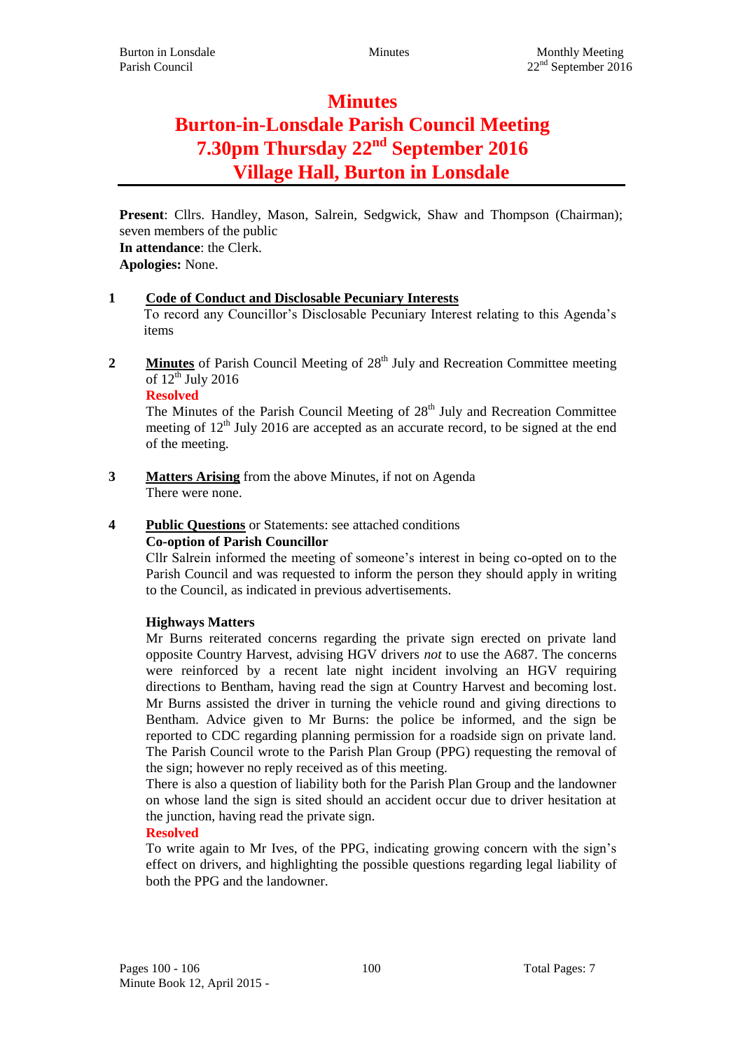# Minutes
# Burton-in-Lonsdale Parish Council Meeting
# 7.30pm Thursday 22nd September 2016
# Village Hall, Burton in Lonsdale

**Present**: Cllrs. Handley, Mason, Salrein, Sedgwick, Shaw and Thompson (Chairman); seven members of the public
**In attendance**: the Clerk.
**Apologies:** None.

**1 Code of Conduct and Disclosable Pecuniary Interests**

To record any Councillor's Disclosable Pecuniary Interest relating to this Agenda's items

**2 Minutes** of Parish Council Meeting of 28th July and Recreation Committee meeting of 12th July 2016

**Resolved**

The Minutes of the Parish Council Meeting of 28th July and Recreation Committee meeting of 12th July 2016 are accepted as an accurate record, to be signed at the end of the meeting.

**3 Matters Arising** from the above Minutes, if not on Agenda

There were none.

**4 Public Questions** or Statements: see attached conditions

**Co-option of Parish Councillor**

Cllr Salrein informed the meeting of someone's interest in being co-opted on to the Parish Council and was requested to inform the person they should apply in writing to the Council, as indicated in previous advertisements.

**Highways Matters**

Mr Burns reiterated concerns regarding the private sign erected on private land opposite Country Harvest, advising HGV drivers *not* to use the A687. The concerns were reinforced by a recent late night incident involving an HGV requiring directions to Bentham, having read the sign at Country Harvest and becoming lost. Mr Burns assisted the driver in turning the vehicle round and giving directions to Bentham. Advice given to Mr Burns: the police be informed, and the sign be reported to CDC regarding planning permission for a roadside sign on private land. The Parish Council wrote to the Parish Plan Group (PPG) requesting the removal of the sign; however no reply received as of this meeting.

There is also a question of liability both for the Parish Plan Group and the landowner on whose land the sign is sited should an accident occur due to driver hesitation at the junction, having read the private sign.

**Resolved**

To write again to Mr Ives, of the PPG, indicating growing concern with the sign's effect on drivers, and highlighting the possible questions regarding legal liability of both the PPG and the landowner.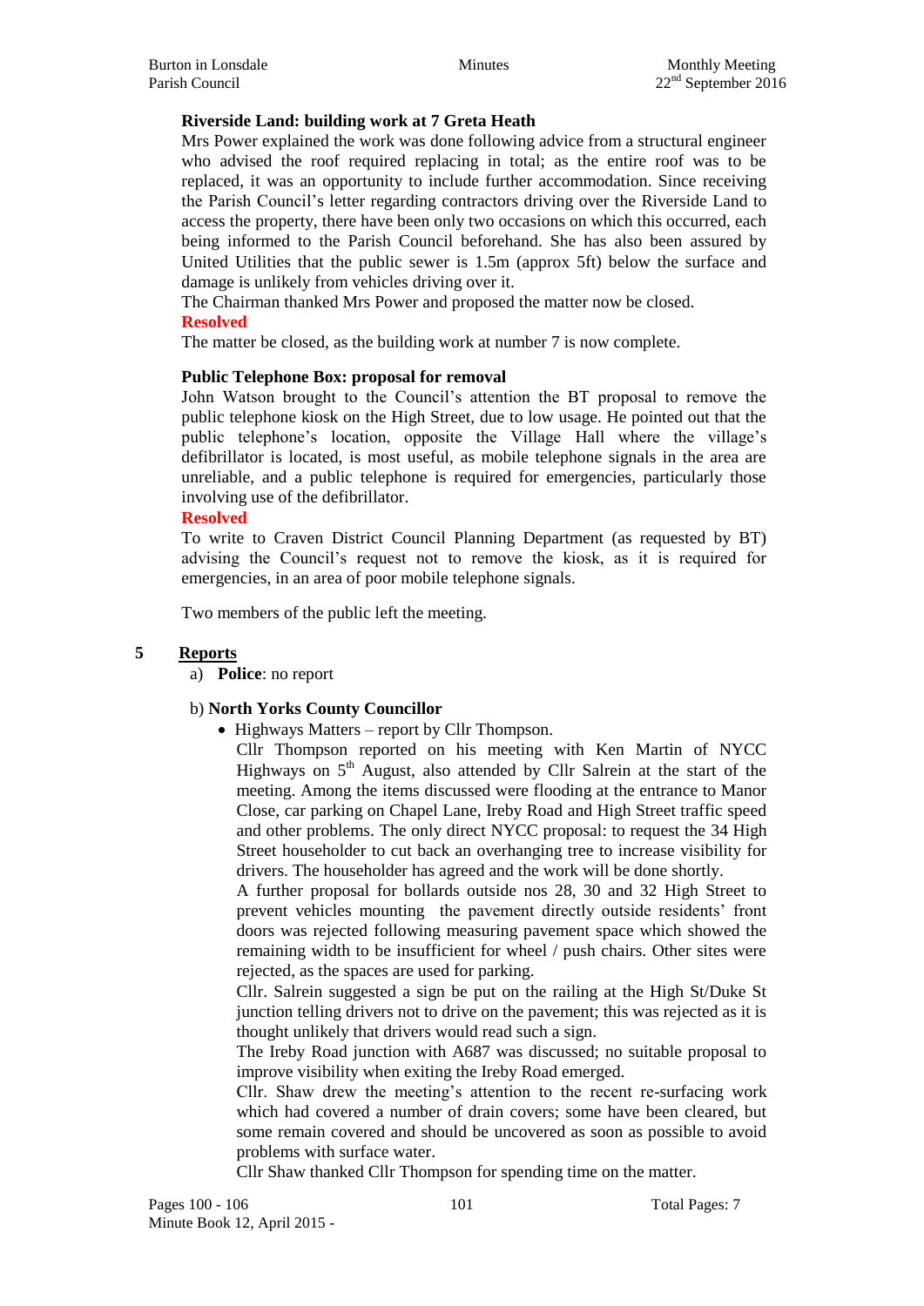**Riverside Land: building work at 7 Greta Heath**

Mrs Power explained the work was done following advice from a structural engineer who advised the roof required replacing in total; as the entire roof was to be replaced, it was an opportunity to include further accommodation. Since receiving the Parish Council's letter regarding contractors driving over the Riverside Land to access the property, there have been only two occasions on which this occurred, each being informed to the Parish Council beforehand. She has also been assured by United Utilities that the public sewer is 1.5m (approx 5ft) below the surface and damage is unlikely from vehicles driving over it.

The Chairman thanked Mrs Power and proposed the matter now be closed.

**Resolved**

The matter be closed, as the building work at number 7 is now complete.

**Public Telephone Box: proposal for removal**

John Watson brought to the Council's attention the BT proposal to remove the public telephone kiosk on the High Street, due to low usage. He pointed out that the public telephone's location, opposite the Village Hall where the village's defibrillator is located, is most useful, as mobile telephone signals in the area are unreliable, and a public telephone is required for emergencies, particularly those involving use of the defibrillator.

**Resolved**

To write to Craven District Council Planning Department (as requested by BT) advising the Council's request not to remove the kiosk, as it is required for emergencies, in an area of poor mobile telephone signals.

Two members of the public left the meeting.

## 5 Reports

a) **Police**: no report

b) **North Yorks County Councillor**

- Highways Matters – report by Cllr Thompson.

  Cllr Thompson reported on his meeting with Ken Martin of NYCC Highways on 5th August, also attended by Cllr Salrein at the start of the meeting. Among the items discussed were flooding at the entrance to Manor Close, car parking on Chapel Lane, Ireby Road and High Street traffic speed and other problems. The only direct NYCC proposal: to request the 34 High Street householder to cut back an overhanging tree to increase visibility for drivers. The householder has agreed and the work will be done shortly.

  A further proposal for bollards outside nos 28, 30 and 32 High Street to prevent vehicles mounting the pavement directly outside residents' front doors was rejected following measuring pavement space which showed the remaining width to be insufficient for wheel / push chairs. Other sites were rejected, as the spaces are used for parking.

  Cllr. Salrein suggested a sign be put on the railing at the High St/Duke St junction telling drivers not to drive on the pavement; this was rejected as it is thought unlikely that drivers would read such a sign.

  The Ireby Road junction with A687 was discussed; no suitable proposal to improve visibility when exiting the Ireby Road emerged.

  Cllr. Shaw drew the meeting's attention to the recent re-surfacing work which had covered a number of drain covers; some have been cleared, but some remain covered and should be uncovered as soon as possible to avoid problems with surface water.

  Cllr Shaw thanked Cllr Thompson for spending time on the matter.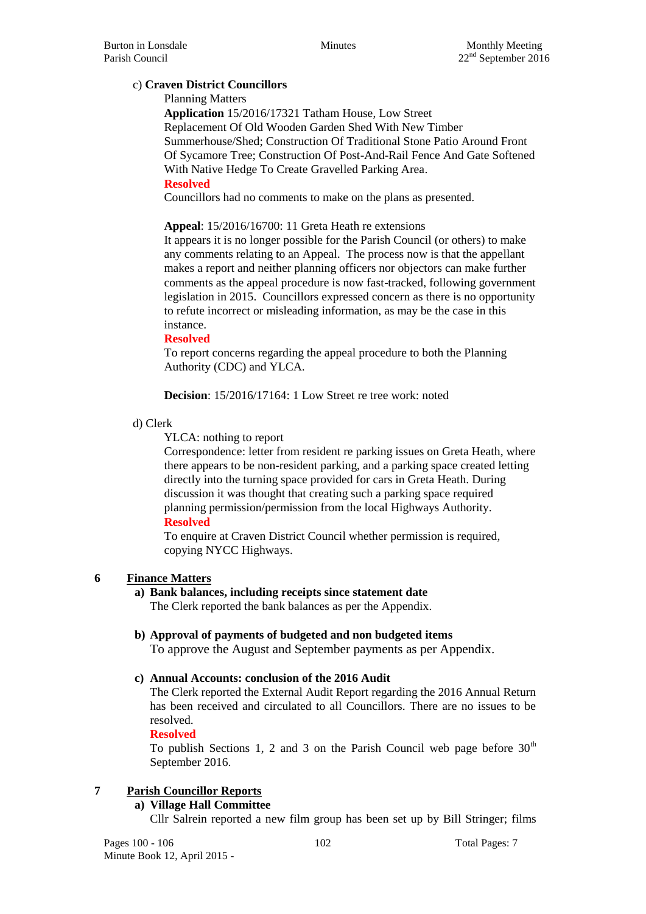c) **Craven District Councillors**

Planning Matters

**Application** 15/2016/17321 Tatham House, Low Street
Replacement Of Old Wooden Garden Shed With New Timber Summerhouse/Shed; Construction Of Traditional Stone Patio Around Front Of Sycamore Tree; Construction Of Post-And-Rail Fence And Gate Softened With Native Hedge To Create Gravelled Parking Area.

**Resolved**

Councillors had no comments to make on the plans as presented.

**Appeal**: 15/2016/16700: 11 Greta Heath re extensions
It appears it is no longer possible for the Parish Council (or others) to make any comments relating to an Appeal. The process now is that the appellant makes a report and neither planning officers nor objectors can make further comments as the appeal procedure is now fast-tracked, following government legislation in 2015. Councillors expressed concern as there is no opportunity to refute incorrect or misleading information, as may be the case in this instance.

**Resolved**

To report concerns regarding the appeal procedure to both the Planning Authority (CDC) and YLCA.

**Decision**: 15/2016/17164: 1 Low Street re tree work: noted

d) Clerk

YLCA: nothing to report

Correspondence: letter from resident re parking issues on Greta Heath, where there appears to be non-resident parking, and a parking space created letting directly into the turning space provided for cars in Greta Heath. During discussion it was thought that creating such a parking space required planning permission/permission from the local Highways Authority.

**Resolved**

To enquire at Craven District Council whether permission is required, copying NYCC Highways.

## 6 Finance Matters

**a) Bank balances, including receipts since statement date**

The Clerk reported the bank balances as per the Appendix.

**b) Approval of payments of budgeted and non budgeted items**

To approve the August and September payments as per Appendix.

**c) Annual Accounts: conclusion of the 2016 Audit**

The Clerk reported the External Audit Report regarding the 2016 Annual Return has been received and circulated to all Councillors. There are no issues to be resolved.

**Resolved**

To publish Sections 1, 2 and 3 on the Parish Council web page before 30th September 2016.

## 7 Parish Councillor Reports

**a) Village Hall Committee**

Cllr Salrein reported a new film group has been set up by Bill Stringer; films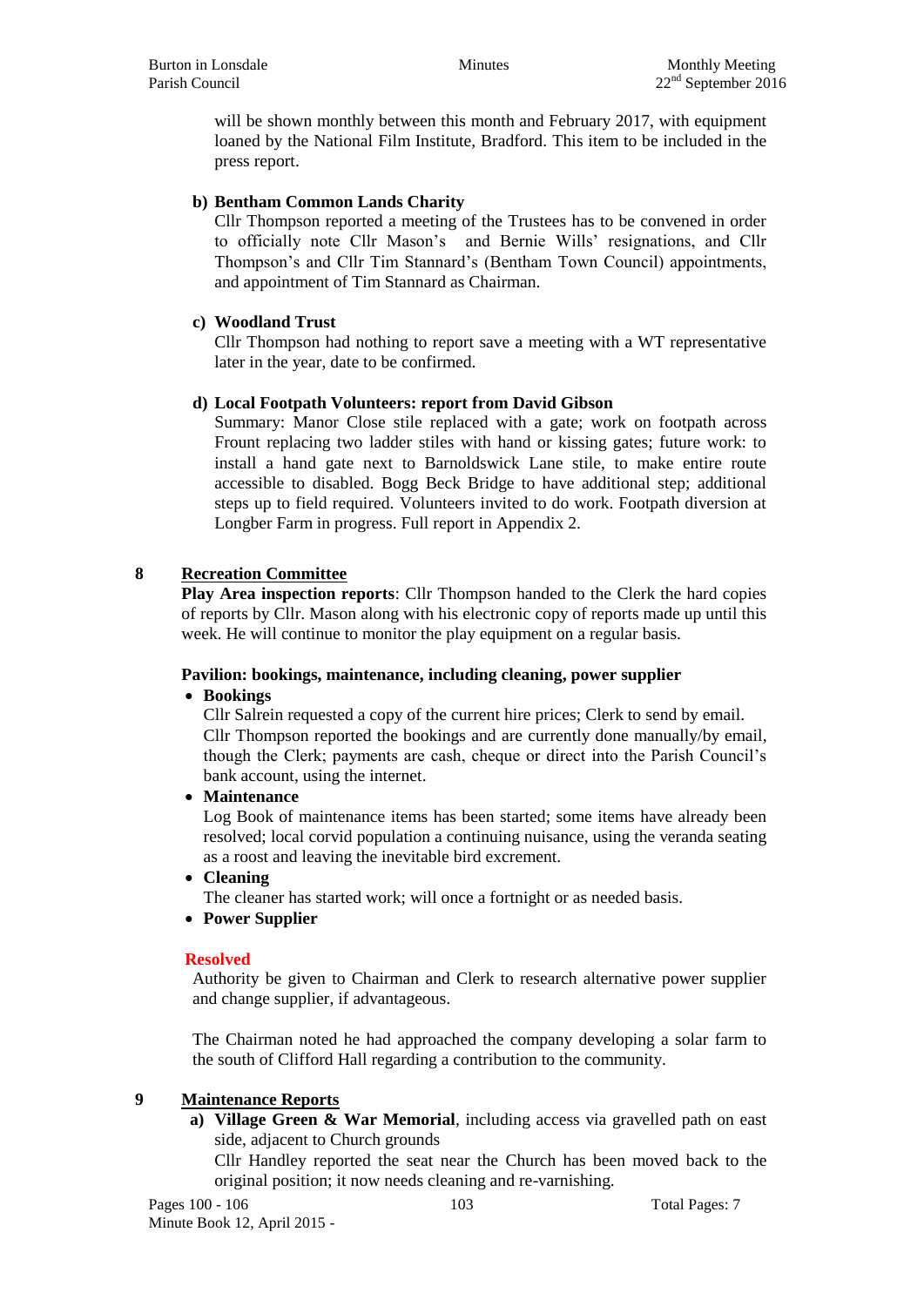will be shown monthly between this month and February 2017, with equipment loaned by the National Film Institute, Bradford. This item to be included in the press report.

**b) Bentham Common Lands Charity**

Cllr Thompson reported a meeting of the Trustees has to be convened in order to officially note Cllr Mason's and Bernie Wills' resignations, and Cllr Thompson's and Cllr Tim Stannard's (Bentham Town Council) appointments, and appointment of Tim Stannard as Chairman.

**c) Woodland Trust**

Cllr Thompson had nothing to report save a meeting with a WT representative later in the year, date to be confirmed.

**d) Local Footpath Volunteers: report from David Gibson**

Summary: Manor Close stile replaced with a gate; work on footpath across Frount replacing two ladder stiles with hand or kissing gates; future work: to install a hand gate next to Barnoldswick Lane stile, to make entire route accessible to disabled. Bogg Beck Bridge to have additional step; additional steps up to field required. Volunteers invited to do work. Footpath diversion at Longber Farm in progress. Full report in Appendix 2.

## 8 Recreation Committee

**Play Area inspection reports**: Cllr Thompson handed to the Clerk the hard copies of reports by Cllr. Mason along with his electronic copy of reports made up until this week. He will continue to monitor the play equipment on a regular basis.

**Pavilion: bookings, maintenance, including cleaning, power supplier**

- **Bookings**
  Cllr Salrein requested a copy of the current hire prices; Clerk to send by email. Cllr Thompson reported the bookings and are currently done manually/by email, though the Clerk; payments are cash, cheque or direct into the Parish Council's bank account, using the internet.
- **Maintenance**
  Log Book of maintenance items has been started; some items have already been resolved; local corvid population a continuing nuisance, using the veranda seating as a roost and leaving the inevitable bird excrement.
- **Cleaning**
  The cleaner has started work; will once a fortnight or as needed basis.
- **Power Supplier**

**Resolved**

Authority be given to Chairman and Clerk to research alternative power supplier and change supplier, if advantageous.

The Chairman noted he had approached the company developing a solar farm to the south of Clifford Hall regarding a contribution to the community.

## 9 Maintenance Reports

**a) Village Green & War Memorial**, including access via gravelled path on east side, adjacent to Church grounds

Cllr Handley reported the seat near the Church has been moved back to the original position; it now needs cleaning and re-varnishing.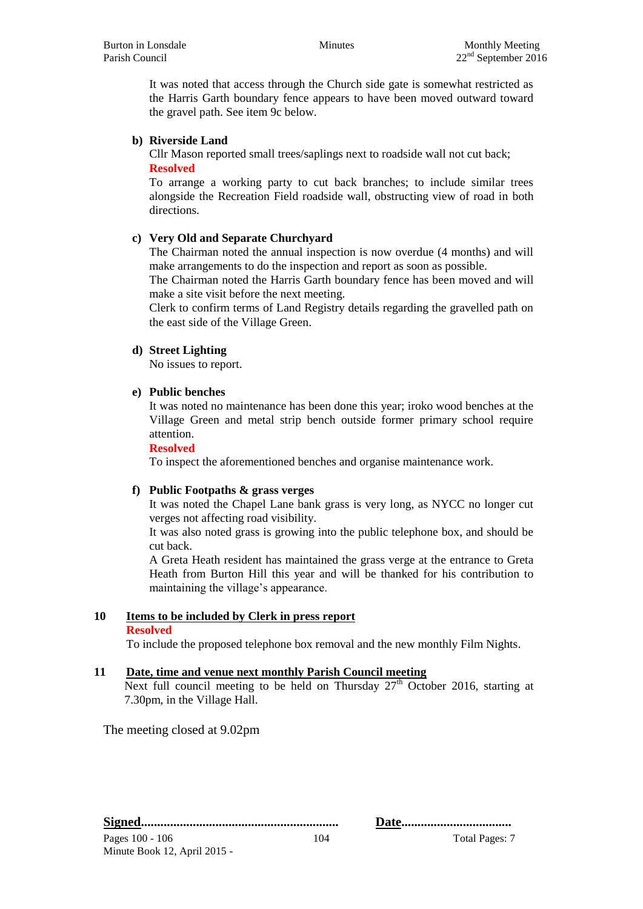It was noted that access through the Church side gate is somewhat restricted as the Harris Garth boundary fence appears to have been moved outward toward the gravel path. See item 9c below.

**b) Riverside Land**

Cllr Mason reported small trees/saplings next to roadside wall not cut back;

**Resolved**

To arrange a working party to cut back branches; to include similar trees alongside the Recreation Field roadside wall, obstructing view of road in both directions.

**c) Very Old and Separate Churchyard**

The Chairman noted the annual inspection is now overdue (4 months) and will make arrangements to do the inspection and report as soon as possible.

The Chairman noted the Harris Garth boundary fence has been moved and will make a site visit before the next meeting.

Clerk to confirm terms of Land Registry details regarding the gravelled path on the east side of the Village Green.

**d) Street Lighting**

No issues to report.

**e) Public benches**

It was noted no maintenance has been done this year; iroko wood benches at the Village Green and metal strip bench outside former primary school require attention.

**Resolved**

To inspect the aforementioned benches and organise maintenance work.

**f) Public Footpaths & grass verges**

It was noted the Chapel Lane bank grass is very long, as NYCC no longer cut verges not affecting road visibility.

It was also noted grass is growing into the public telephone box, and should be cut back.

A Greta Heath resident has maintained the grass verge at the entrance to Greta Heath from Burton Hill this year and will be thanked for his contribution to maintaining the village's appearance.

## 10 Items to be included by Clerk in press report

**Resolved**

To include the proposed telephone box removal and the new monthly Film Nights.

## 11 Date, time and venue next monthly Parish Council meeting

Next full council meeting to be held on Thursday 27th October 2016, starting at 7.30pm, in the Village Hall.

The meeting closed at 9.02pm

**Signed**........................................................... **Date**.................................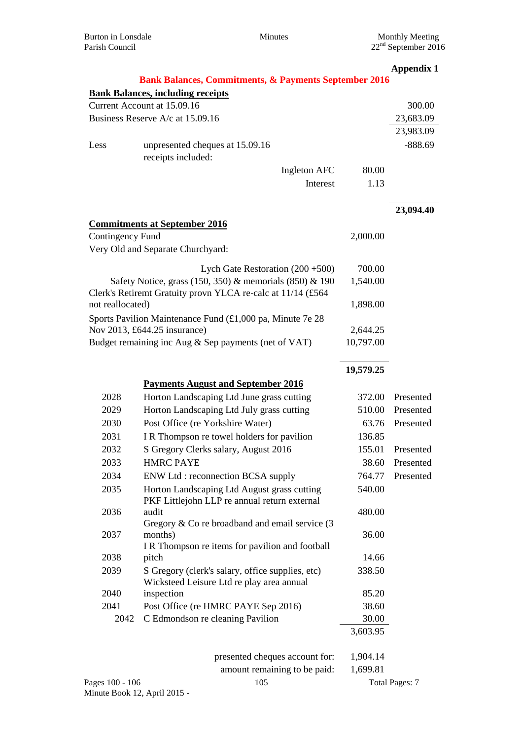**Appendix 1**

## Bank Balances, Commitments, & Payments September 2016

**Bank Balances, including receipts**

| | | | |
|---|---|---|---|
| Current Account at 15.09.16 | | | 300.00 |
| Business Reserve A/c at 15.09.16 | | | 23,683.09 |
| | | | 23,983.09 |
| Less | unpresented cheques at 15.09.16 | | -888.69 |
| | receipts included: | | |
| | Ingleton AFC | 80.00 | |
| | Interest | 1.13 | |
| | | | **23,094.40** |

**Commitments at September 2016**

| | | |
|---|---|---|
| Contingency Fund | 2,000.00 | |
| Very Old and Separate Churchyard: | | |
| Lych Gate Restoration (200 +500) | 700.00 | |
| Safety Notice, grass (150, 350) & memorials (850) & 190 | 1,540.00 | |
| Clerk's Retiremt Gratuity provn YLCA re-calc at 11/14 (£564 not reallocated) | 1,898.00 | |
| Sports Pavilion Maintenance Fund (£1,000 pa, Minute 7e 28 Nov 2013, £644.25 insurance) | 2,644.25 | |
| Budget remaining inc Aug & Sep payments (net of VAT) | 10,797.00 | |
| | **19,579.25** | |

**Payments August and September 2016**

| | | | |
|---|---|---|---|
| 2028 | Horton Landscaping Ltd June grass cutting | 372.00 | Presented |
| 2029 | Horton Landscaping Ltd July grass cutting | 510.00 | Presented |
| 2030 | Post Office (re Yorkshire Water) | 63.76 | Presented |
| 2031 | I R Thompson re towel holders for pavilion | 136.85 | |
| 2032 | S Gregory Clerks salary, August 2016 | 155.01 | Presented |
| 2033 | HMRC PAYE | 38.60 | Presented |
| 2034 | ENW Ltd : reconnection BCSA supply | 764.77 | Presented |
| 2035 | Horton Landscaping Ltd August grass cutting | 540.00 | |
| 2036 | PKF Littlejohn LLP re annual return external audit | 480.00 | |
| 2037 | Gregory & Co re broadband and email service (3 months) | 36.00 | |
| 2038 | I R Thompson re items for pavilion and football pitch | 14.66 | |
| 2039 | S Gregory (clerk's salary, office supplies, etc) | 338.50 | |
| 2040 | Wicksteed Leisure Ltd re play area annual inspection | 85.20 | |
| 2041 | Post Office (re HMRC PAYE Sep 2016) | 38.60 | |
| 2042 | C Edmondson re cleaning Pavilion | 30.00 | |
| | | 3,603.95 | |
| | presented cheques account for: | 1,904.14 | |
| | amount remaining to be paid: | 1,699.81 | |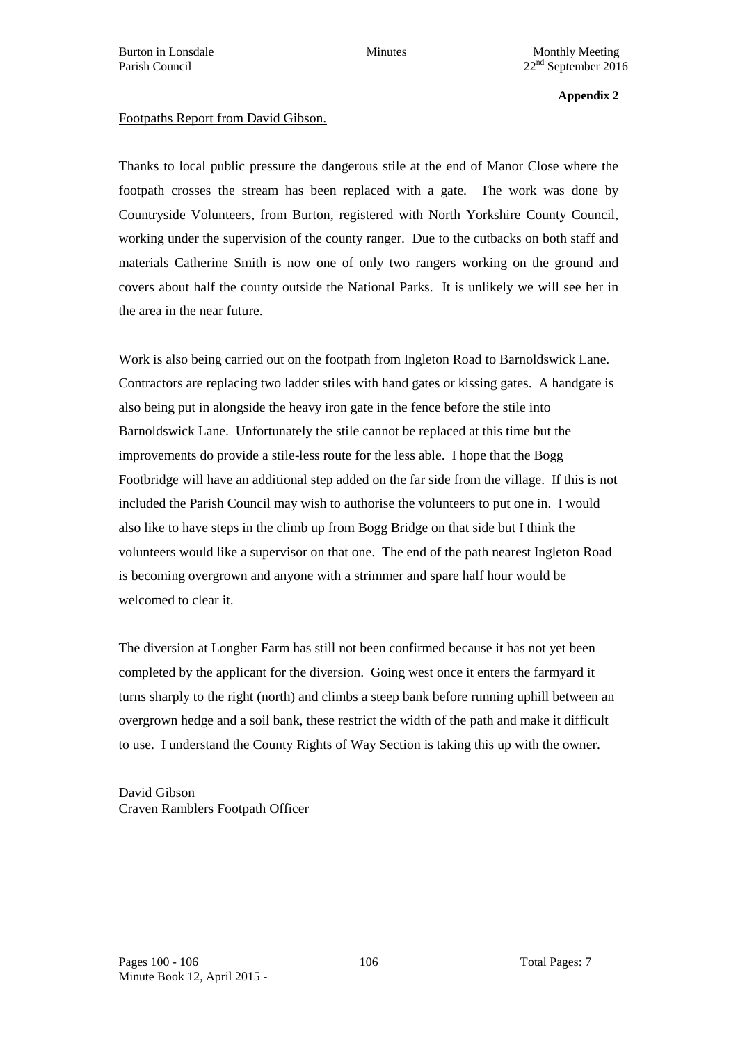**Appendix 2**

Footpaths Report from David Gibson.

Thanks to local public pressure the dangerous stile at the end of Manor Close where the footpath crosses the stream has been replaced with a gate. The work was done by Countryside Volunteers, from Burton, registered with North Yorkshire County Council, working under the supervision of the county ranger. Due to the cutbacks on both staff and materials Catherine Smith is now one of only two rangers working on the ground and covers about half the county outside the National Parks. It is unlikely we will see her in the area in the near future.

Work is also being carried out on the footpath from Ingleton Road to Barnoldswick Lane. Contractors are replacing two ladder stiles with hand gates or kissing gates. A handgate is also being put in alongside the heavy iron gate in the fence before the stile into Barnoldswick Lane. Unfortunately the stile cannot be replaced at this time but the improvements do provide a stile-less route for the less able. I hope that the Bogg Footbridge will have an additional step added on the far side from the village. If this is not included the Parish Council may wish to authorise the volunteers to put one in. I would also like to have steps in the climb up from Bogg Bridge on that side but I think the volunteers would like a supervisor on that one. The end of the path nearest Ingleton Road is becoming overgrown and anyone with a strimmer and spare half hour would be welcomed to clear it.

The diversion at Longber Farm has still not been confirmed because it has not yet been completed by the applicant for the diversion. Going west once it enters the farmyard it turns sharply to the right (north) and climbs a steep bank before running uphill between an overgrown hedge and a soil bank, these restrict the width of the path and make it difficult to use. I understand the County Rights of Way Section is taking this up with the owner.

David Gibson
Craven Ramblers Footpath Officer